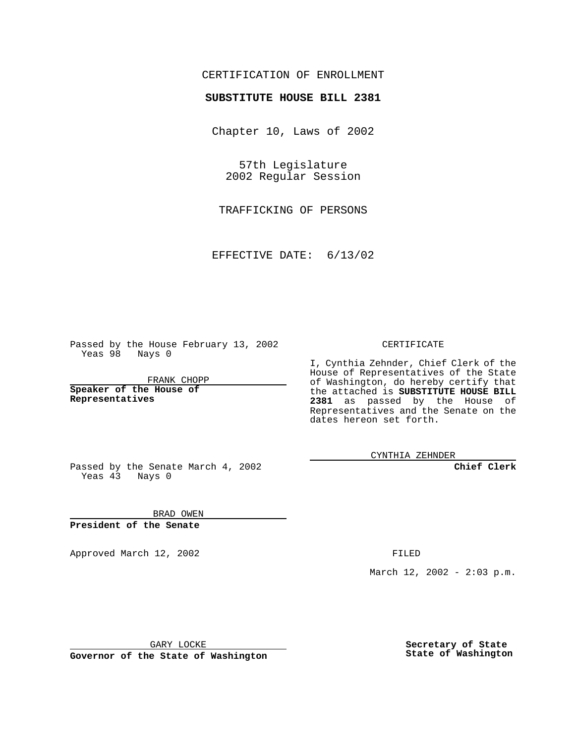CERTIFICATION OF ENROLLMENT

**SUBSTITUTE HOUSE BILL 2381**

Chapter 10, Laws of 2002

57th Legislature
2002 Regular Session

TRAFFICKING OF PERSONS

EFFECTIVE DATE: 6/13/02

Passed by the House February 13, 2002
Yeas 98 Nays 0

FRANK CHOPP

**Speaker of the House of Representatives**

Passed by the Senate March 4, 2002
Yeas 43 Nays 0

BRAD OWEN

**President of the Senate**

CERTIFICATE

I, Cynthia Zehnder, Chief Clerk of the House of Representatives of the State of Washington, do hereby certify that the attached is **SUBSTITUTE HOUSE BILL 2381** as passed by the House of Representatives and the Senate on the dates hereon set forth.

CYNTHIA ZEHNDER

**Chief Clerk**

Approved March 12, 2002

FILED

March 12, 2002 - 2:03 p.m.

GARY LOCKE

**Governor of the State of Washington**

**Secretary of State**
**State of Washington**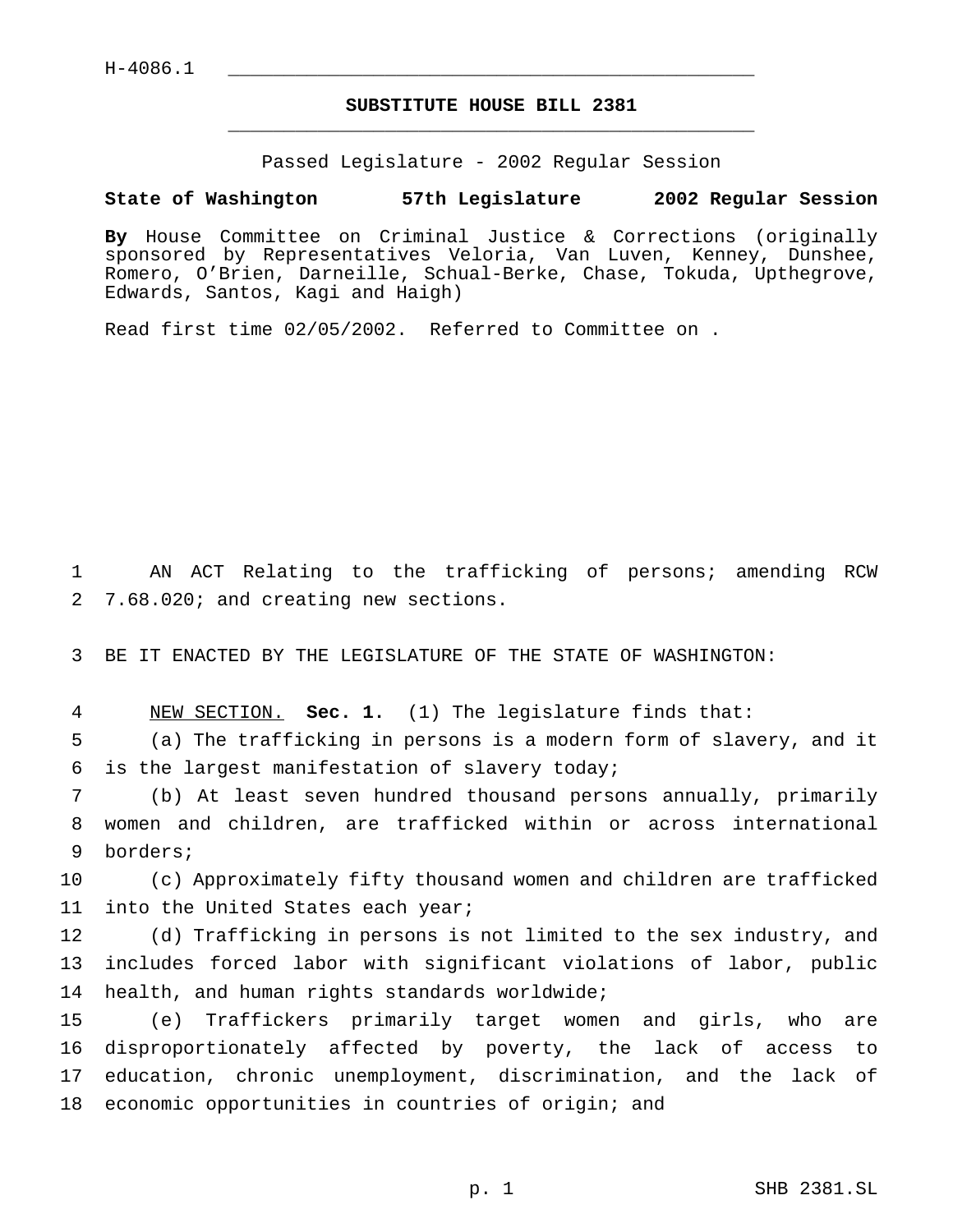H-4086.1

# SUBSTITUTE HOUSE BILL 2381

Passed Legislature - 2002 Regular Session

**State of Washington 57th Legislature 2002 Regular Session**

**By** House Committee on Criminal Justice & Corrections (originally sponsored by Representatives Veloria, Van Luven, Kenney, Dunshee, Romero, O'Brien, Darneille, Schual-Berke, Chase, Tokuda, Upthegrove, Edwards, Santos, Kagi and Haigh)

Read first time 02/05/2002. Referred to Committee on .

AN ACT Relating to the trafficking of persons; amending RCW 7.68.020; and creating new sections.

BE IT ENACTED BY THE LEGISLATURE OF THE STATE OF WASHINGTON:

NEW SECTION. **Sec. 1.** (1) The legislature finds that:

(a) The trafficking in persons is a modern form of slavery, and it is the largest manifestation of slavery today;

(b) At least seven hundred thousand persons annually, primarily women and children, are trafficked within or across international borders;

(c) Approximately fifty thousand women and children are trafficked into the United States each year;

(d) Trafficking in persons is not limited to the sex industry, and includes forced labor with significant violations of labor, public health, and human rights standards worldwide;

(e) Traffickers primarily target women and girls, who are disproportionately affected by poverty, the lack of access to education, chronic unemployment, discrimination, and the lack of economic opportunities in countries of origin; and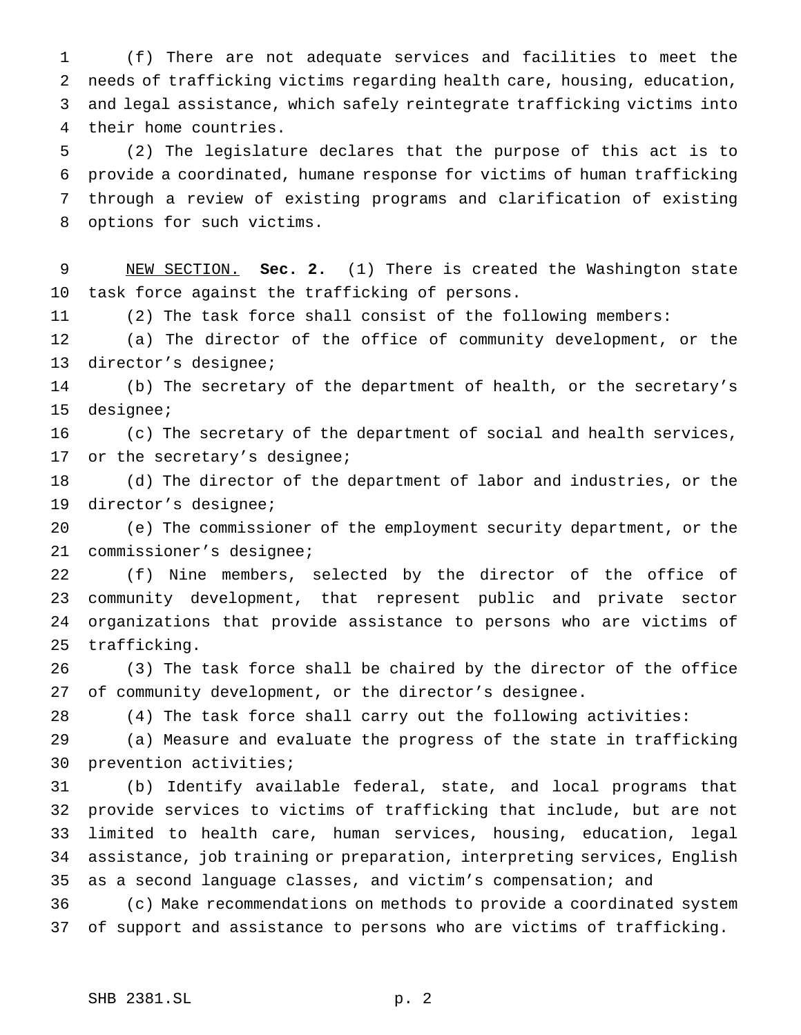(f) There are not adequate services and facilities to meet the needs of trafficking victims regarding health care, housing, education, and legal assistance, which safely reintegrate trafficking victims into their home countries.

(2) The legislature declares that the purpose of this act is to provide a coordinated, humane response for victims of human trafficking through a review of existing programs and clarification of existing options for such victims.

NEW SECTION. **Sec. 2.** (1) There is created the Washington state task force against the trafficking of persons.

(2) The task force shall consist of the following members:

(a) The director of the office of community development, or the director's designee;

(b) The secretary of the department of health, or the secretary's designee;

(c) The secretary of the department of social and health services, or the secretary's designee;

(d) The director of the department of labor and industries, or the director's designee;

(e) The commissioner of the employment security department, or the commissioner's designee;

(f) Nine members, selected by the director of the office of community development, that represent public and private sector organizations that provide assistance to persons who are victims of trafficking.

(3) The task force shall be chaired by the director of the office of community development, or the director's designee.

(4) The task force shall carry out the following activities:

(a) Measure and evaluate the progress of the state in trafficking prevention activities;

(b) Identify available federal, state, and local programs that provide services to victims of trafficking that include, but are not limited to health care, human services, housing, education, legal assistance, job training or preparation, interpreting services, English as a second language classes, and victim's compensation; and

(c) Make recommendations on methods to provide a coordinated system of support and assistance to persons who are victims of trafficking.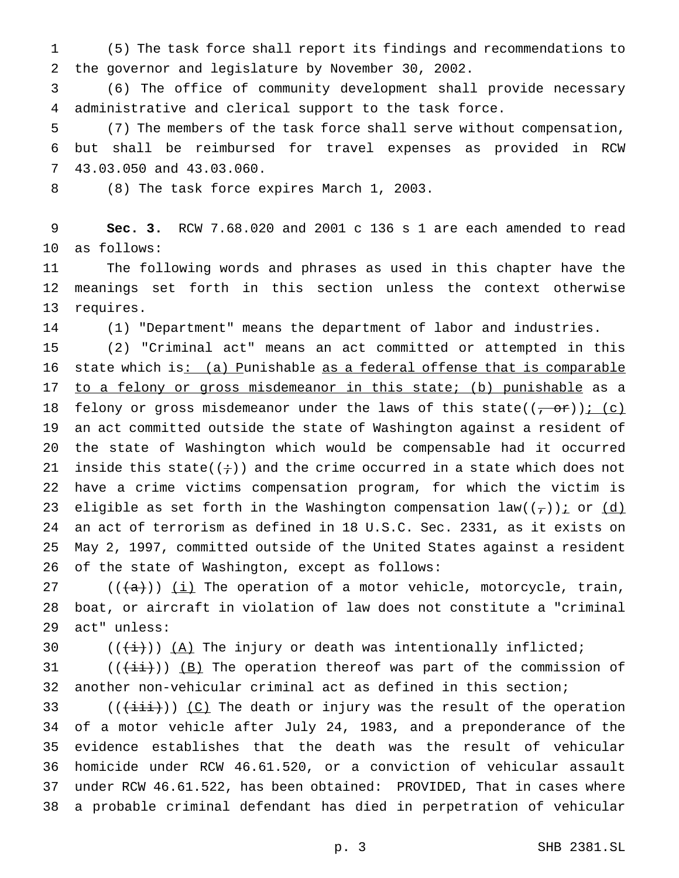(5) The task force shall report its findings and recommendations to the governor and legislature by November 30, 2002.

(6) The office of community development shall provide necessary administrative and clerical support to the task force.

(7) The members of the task force shall serve without compensation, but shall be reimbursed for travel expenses as provided in RCW 43.03.050 and 43.03.060.

(8) The task force expires March 1, 2003.

**Sec. 3.** RCW 7.68.020 and 2001 c 136 s 1 are each amended to read as follows:

The following words and phrases as used in this chapter have the meanings set forth in this section unless the context otherwise requires.

(1) "Department" means the department of labor and industries.

(2) "Criminal act" means an act committed or attempted in this state which is: (a) Punishable as a federal offense that is comparable to a felony or gross misdemeanor in this state; (b) punishable as a felony or gross misdemeanor under the laws of this state((, or)); (c) an act committed outside the state of Washington against a resident of the state of Washington which would be compensable had it occurred inside this state((;)) and the crime occurred in a state which does not have a crime victims compensation program, for which the victim is eligible as set forth in the Washington compensation law((,)); or (d) an act of terrorism as defined in 18 U.S.C. Sec. 2331, as it exists on May 2, 1997, committed outside of the United States against a resident of the state of Washington, except as follows:

(((a))) (i) The operation of a motor vehicle, motorcycle, train, boat, or aircraft in violation of law does not constitute a "criminal act" unless:

(((i))) (A) The injury or death was intentionally inflicted;

(((ii))) (B) The operation thereof was part of the commission of another non-vehicular criminal act as defined in this section;

(((iii))) (C) The death or injury was the result of the operation of a motor vehicle after July 24, 1983, and a preponderance of the evidence establishes that the death was the result of vehicular homicide under RCW 46.61.520, or a conviction of vehicular assault under RCW 46.61.522, has been obtained: PROVIDED, That in cases where a probable criminal defendant has died in perpetration of vehicular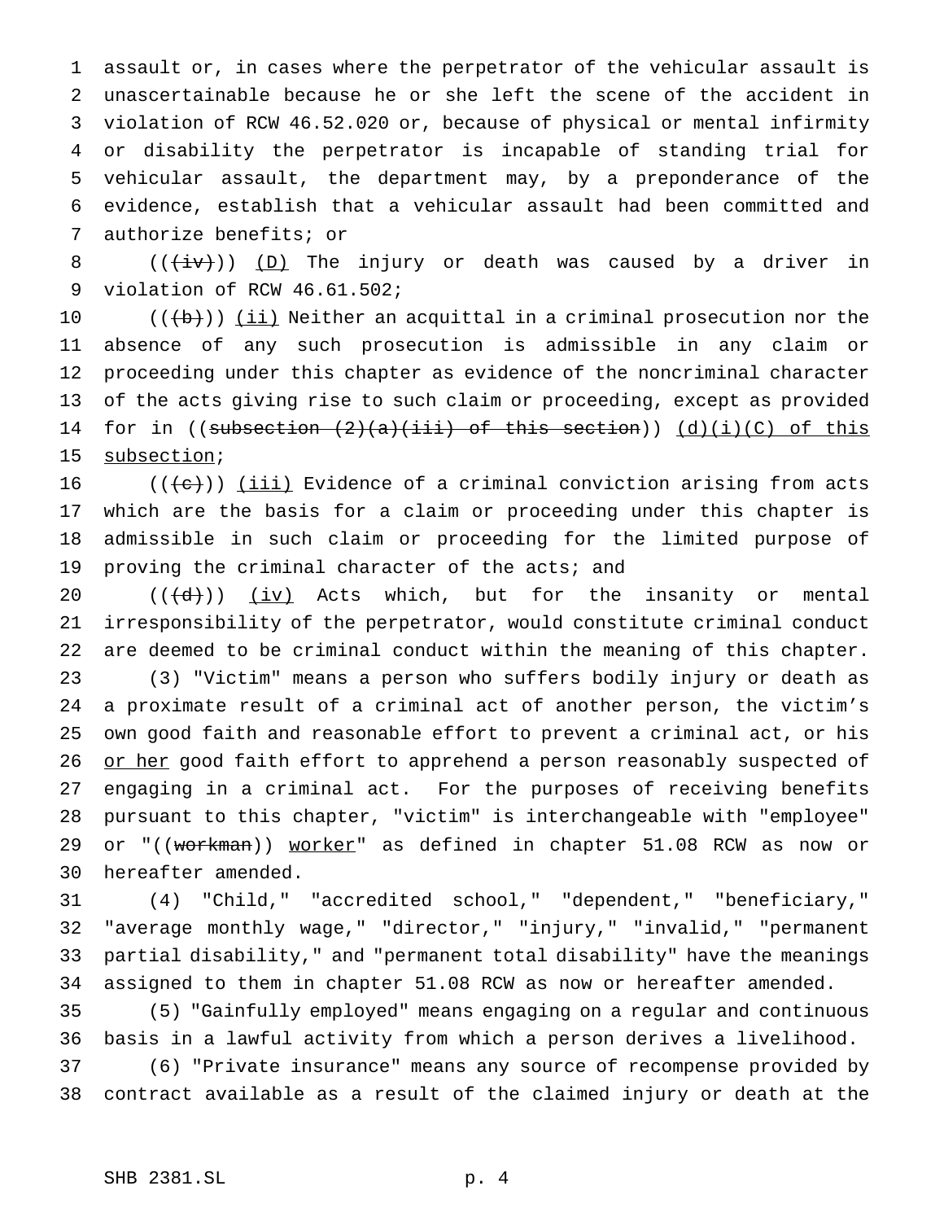assault or, in cases where the perpetrator of the vehicular assault is unascertainable because he or she left the scene of the accident in violation of RCW 46.52.020 or, because of physical or mental infirmity or disability the perpetrator is incapable of standing trial for vehicular assault, the department may, by a preponderance of the evidence, establish that a vehicular assault had been committed and authorize benefits; or

((~~(iv)~~)) <u>(D)</u> The injury or death was caused by a driver in violation of RCW 46.61.502;

((~~(b)~~)) <u>(ii)</u> Neither an acquittal in a criminal prosecution nor the absence of any such prosecution is admissible in any claim or proceeding under this chapter as evidence of the noncriminal character of the acts giving rise to such claim or proceeding, except as provided for in ((~~subsection (2)(a)(iii) of this section~~)) <u>(d)(i)(C) of this subsection</u>;

((~~(c)~~)) <u>(iii)</u> Evidence of a criminal conviction arising from acts which are the basis for a claim or proceeding under this chapter is admissible in such claim or proceeding for the limited purpose of proving the criminal character of the acts; and

((~~(d)~~)) <u>(iv)</u> Acts which, but for the insanity or mental irresponsibility of the perpetrator, would constitute criminal conduct are deemed to be criminal conduct within the meaning of this chapter.

(3) "Victim" means a person who suffers bodily injury or death as a proximate result of a criminal act of another person, the victim's own good faith and reasonable effort to prevent a criminal act, or his <u>or her</u> good faith effort to apprehend a person reasonably suspected of engaging in a criminal act. For the purposes of receiving benefits pursuant to this chapter, "victim" is interchangeable with "employee" or "((~~workman~~)) <u>worker</u>" as defined in chapter 51.08 RCW as now or hereafter amended.

(4) "Child," "accredited school," "dependent," "beneficiary," "average monthly wage," "director," "injury," "invalid," "permanent partial disability," and "permanent total disability" have the meanings assigned to them in chapter 51.08 RCW as now or hereafter amended.

(5) "Gainfully employed" means engaging on a regular and continuous basis in a lawful activity from which a person derives a livelihood.

(6) "Private insurance" means any source of recompense provided by contract available as a result of the claimed injury or death at the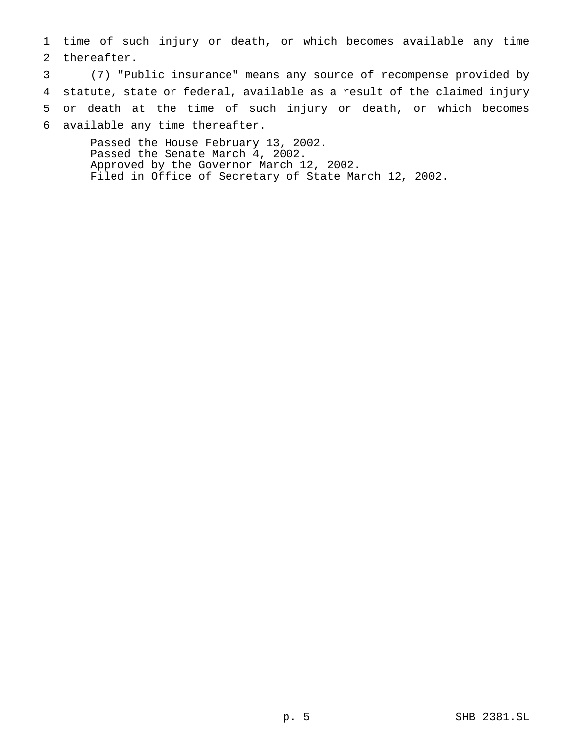time of such injury or death, or which becomes available any time thereafter.

(7) "Public insurance" means any source of recompense provided by statute, state or federal, available as a result of the claimed injury or death at the time of such injury or death, or which becomes available any time thereafter.

Passed the House February 13, 2002.
Passed the Senate March 4, 2002.
Approved by the Governor March 12, 2002.
Filed in Office of Secretary of State March 12, 2002.